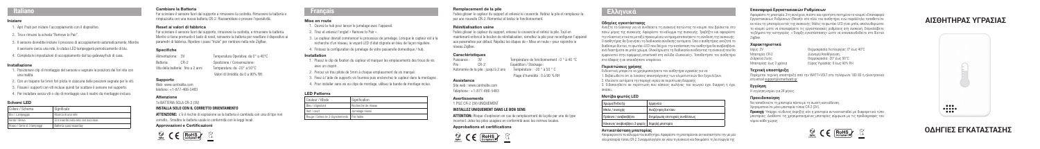# Italiano

## Iniziare

1. Apri l'hub per iniziare l'accoppiamento con il dispositivo.
2. Tira e rimuovi la linguetta "Remove to Pair".
3. Il sensore dovrebbe iniziare il processo di accoppiamento automaticamente. Mentre il sensore cerca una rete, lo stato LED lampeggerà periodicamente di blu.
4. Completa le impostazioni di accoppiamento dal tuo gateway/hub di casa.

## Installazione

1. Posiziona la clip di montaggio del sensore e segnare le posizioni dei fori vite con una matita.
2. Con un trapano fai 5mm fori pilota in ciascuna delle posizioni segnate per le viti.
3. Fissare i supporti con viti incluse quindi far scattare il sensore nel supporto.
4. Per installare senza viti o clip di montaggio usa il nastro da montaggio incluso.

## Schemi LED

| Colore / Schema | Significato |
|---|---|
| Blu / Lampeggio | Ricerca di una rete |
| Verde / Breve | Si è inserito nella rete con successo |
| Rosso / Serie di 3 lampeggi | Batteria quasi esaurita |

## Cambiare la Batteria

Far scivolare il sensore fuori dal supporto e rimuovere la custodia. Rimuovere la batteria e rimpiazzarla con una nuova batteria CR-2. Riassemblare e provare l'operatività.

## Reset ai valori di fabbrica

Far scivolare il sensore fuori dal supporto, rimuovere la custodia, e rimuovere la batteria. Mentre si tiene premuto il tasto di reset, reinserire la batteria per resettare il dispositivo ai parametri di fabbrica. Ripetere i passi "Inizia" per rientrare nella rete ZigBee.

## Specifiche

| | | |
|---|---|---|
| Alimentazione: 3V | | Temperatura Operativa: da 0° a 40°C |
| Batteria: CR-2 | | Spedizione / Conservazione: |
| Vita della batteria: fino a 2 anni | | Temperatura: da -20° a 50°C |
| | | Valori di Umidità: da 0 a 90% RH |

## Supporto

Web: www.centralite.com
telefono: +1-877-466-5483

## Attenzione

1x BATTERIA SOLA CR-2 (3V)

**INSTALLA SOLO CON IL CORRETTO ORIENTAMENTO**

**ATTENZIONE:** c'è il rischio di esplosione se la batteria è cambiata con una di tipo non corretto.. Smaltire le batterie usate in conformità con le leggi locali.

**Approvazioni e Certificazioni**

# Français

## Mise en route

1. Ouvrez le hub pour lancer le jumelage avec l'appareil.
2. Tirez et enlevez l'onglet « Remove to Pair ».
3. Le capteur devrait commencer le processus de jumelage. Lorsque le capteur est à la recherche d'un réseau, la voyant LED d'état clignote en bleu de façon régulière.
4. Finissez la configuration de jumelage de votre passerelle domotique / hub.

## Installation

1. Placez le clip de fixation du capteur et marquez les emplacements des trous de vis avec un crayon .
2. Percez un trou pilote de 5mm à chaque emplacement de vis marqué.
3. Fixez à l'aide de supports vis fournies puis enclenchez le capteur dans la monture .
4. Pour installer sans vis ou clips de montage, utilisez la bande de montage inclus.

## LED Patterns

| Couleur / Mode | Signification |
|---|---|
| Bleu / clignotant | Recherche de réseau |
| Vert / court | Jumelage réussi |
| Rouge / Séries de 3 clignotements | Pile faible |

## Remplacement de la pile

Faites glisser le capteur du support et enlevez le couvercle. Retirez la pile et remplacez-la par une nouvelle CR-2. Remontez et testez le fonctionnement.

## Réinitialisation usine

Faites glisser le capteur du support, enlevez le couvercle et retirez la pile. Tout en maintenant enfoncé le bouton de réinitialisation, remettez la pile pour reconfigurer l'appareil aux paramètres par défaut. Répétez les étapes de « Mise en route » pour rejoindre le réseau ZigBee.

## Caractéristiques

| | |
|---|---|
| Puissance : 3V | Température de fonctionnement : 0 °à 40 °C |
| Pile : CR-2 | Expédition / Stockage : |
| Autonomie de la pile : jusqu'à 2 ans | Température : -20 ° à 50 ° C |
| | Plage d'humidité : 0 à 90 % RH |

## Assistance

Site web : www.centralite.com
Téléphone : +1-877-466-5483

## Avertissements

1 PILE CR-2 (3V) UNIQUEMENT

**INSTALLEZ UNIQUEMENT DANS LE BON SENS**

**ATTENTION:** Risque d'explosion en cas de remplacement de la pile par une de type incorrect. Jetez les piles usagées en conformité avec les normes locales.

**Approbations et certifications**

# Ελληνικά

## Οδηγίες εγκατάστασης

Ανοίξτε το Gateway για να συνδέσετε τη συσκευή πατώντας το κουμπί που βρίσκεται στο πάνω μέρος της συσκευής. Αφαιρέστε το κάλυμμα της συσκευής. Τραβήξτε και αφαιρέστε την πλαστική ετικέτα μεταξύ μπαταρίας και ακροδεκτών της συσκευής. Ο αισθητήρας θα ξεκινήσει τη διαδικασία σύνδεσης αυτόματα. Όσο ο αισθητήρας αναζητά το διαθέσιμο δίκτυο, το φωτάκι LED που δείχνει την κατάσταση του αισθητήρα θα αναβοσβήνει διακεκομμένα με μπλε χρώμα. Ολοκληρώστε τη διαδικασία σύνδεσης της συσκευής που θα εμφανιστεί στην εφαρμογή κινητού από το Gateway. Τοποθετήστε τον αισθητήρα στο σημείο που επιθυμείτε.

## Περιπτώσεις χρήσης

Ενδεικτικές μπορείτε να χρησιμοποιήσετε τον αισθητήρα υγρασίας για να:

1. Ειδοποιηθείτε σε περίπτωση ανεπιθύμητης συγκέντρωσης υδάτων.
2. Κλείσετε αυτόματα την παροχή νερού σε περίπτωση διαρροής.
3. Ειδοποιηθείτε σε περίπτωση που κάποιος συνδυάζει το σύστημα ... ανάλογα.

## Μοτίβα φωτός LED

| Χρώμα/Ένδειξη | Σημασία |
|---|---|
| Μπλε / συνεχής | Αναζήτηση δικτύου |
| Πράσινο / αναβοσβήνει | Επιτυχημένη επιτυχής σύνδεση |
| Κόκκινο/ αναβοσβήνει 3 φορές | Χαμηλή μπαταρία |

## Αντικατάσταση μπαταρίας

Αποσυνδέστε τη συσκευή από τον αισθητήρα. Αφαιρέστε τη μπαταρία και αντικαταστήστε την με μια νέα μπαταρία τύπου CR-2. Συναρμολογήστε και ελέγξτε τη λειτουργία της.

## Επαναφορά Εργοστασιακών Ρυθμίσεων

Αφαιρέστε τη μπαταρία. Στη συνέχεια, πατήστε και κρατήστε πατημένο το κουμπί «Επαναφορά Εργοστασιακών Ρυθμίσεων (Reset)» και ενώ το κουμπί είναι πατημένο, τοποθετήστε εκ νέου τη μπαταρία στην συσκευή. Μόλις το φωτάκι LED γίνει μπλε, απελευθερώστε το κουμπί. Ακολουθήστε τα βήματα από τις οδηγίες εγκατάστασης για να επαναφέρετε τις εργοστασιακές ρυθμίσεις στη συσκευή. Επαναλάβετε τα βήματα της κατηγορίας « Έναρξη εγκατάστασης » ώστε να επανασυνδεθείτε στο δίκτυο Zigbee.

## Χαρακτηριστικά

| | |
|---|---|
| Ισχύς: 3V | Θερμοκρασία Λειτουργίας: 0° έως 40°C |
| Μπαταρία: CR-2 | Διανομή/Αποθήκευση: |
| Διάρκεια ζωής: | Θερμοκρασία: -20° έως 50°C |
| Μπαταρίας: έως 2 χρόνια | Εύρος Υγρασίας: 0 έως 90% RH |

## Τεχνική υποστήριξη

Πρόσφατα τεχνική υποστήριξη από την WATT+VOLT στο τηλέφωνο 180 80 ή ηλεκτρονικά στο email support@smartwatt.gr

## Εγγύηση

Η εγγύηση ισχύει για 24 μήνες

## Προειδοποίηση

Να τοποθετείτε τη μπαταρία πάντα με τη σωστή κατεύθυνση.
Χρησιμοποιείτε μόνο μπαταρία τύπου CR-2 (3V).

**Προσοχή:** Υπάρχει κίνδυνος έκρηξης εάν η μπαταρία αντικατασταθεί με διαφορετικό τύπο μπαταρίας. Διαθέστε τις χρησιμοποιημένες μπαταρίες σύμφωνα με τις προδιαγραφές του νόμου κάθε χώρας.

# ΑΙΣΘΗΤΗΡΑΣ ΥΓΡΑΣΙΑΣ

# ΟΔΗΓΙΕΣ ΕΓΚΑΤΑΣΤΑΣΗΣ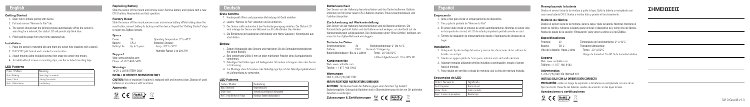# English

## Getting Started

1. Open hub to initiate pairing with device.
2. Pull and remove "Remove To Pair" tab.
3. The sensor should start the joining process automatically. While the sensor is searching for a network, the status LED will periodically blink blue.
4. Finish pairing setup from your home gateway/hub.

## Installation

1. Place the sensor's mounting clip and mark the screw hole locations with a pencil.
2. Drill 3/16" pilot hole at each marked screw location.
3. Attach mounts using included screws then snap the sensor into mount.
4. To install without screws or mounting clips, use the included mounting tape.

## LED Patterns

| Color / Pattern | Meaning |
|---|---|
| Blue / Blinking | Searching for network |
| Green / Short | Joining Successful |
| Red / 3 Blink Series | Low Battery |

## Replacing Battery

Slide the sensor off the mount and remove cover. Remove battery and replace with a new CR-2 battery. Reassemble and test operation.

## Factory Reset

Slide the sensor off the mount, remove cover and remove battery. While holding down the reset button, reinsert battery to factory reset the device. Repeat the "Getting Started" steps to rejoin the ZigBee network.

## Specs

Power: 3V
Battery: CR-2
Battery Life: Up to 2 years
Operating Temperature: 0° to 42°C
Shipping/ Storage:
Temp: -20° to 50°C
Humidity Range: 0 to 90% RH

## Support

Web: www.centralite.com
Phone: +1-877-466-5483

## Warnings

1x CR-2 (3V) BATTERY ONLY

**INSTALL IN CORRECT ORIENTATION ONLY**

**CAUTION:** Risk of explosion if battery is replaced with and incorrect type. Dispose of used batteries in accordance with local laws.

## Approvals

# Deutsch

## Erste Schritte

1. Kontrolpanel öffnen und paarweise Verbindung mit Gerät einleiten.
2. Lasche "Remove To Pair" abziehen und so entfernen.
3. Der Sensor sollte automatisch den Verbindungsvorgang einleiten. Die Status-LED wird solange der Sensor ein Netzwerk sucht in Abständen blau blinken.
4. Die Einrichtung der paarweisen Verbindung vom Home Gateway / Knotenpunkt aus abschließen.

## Einbau

1. Zeigen Montageclip des Sensors und markieren Sie die Schraubenlochpositionen mit einem Bleistift.
2. Eine Vorbohrung Größe 5 mm an jeder markierten Position eines Schraubenlochs vornehmen.
3. Befestigen Sie Halterungen mit beiliegenden Schrauben schnappen dann den Sensor in Einfassung.
4. Zur Montage ohne Schrauben oder Befestigungsclips ist das Befestigungsklebeband im Lieferumfang zu verwenden.

## LED Patterns

| Farbe / Muster | Bedeutung |
|---|---|
| Blau / Blinkend | Netzwerksuche |
| Grün / Kurz | Verbindung erfolgreich hergestellt |
| Rot / 3 mal Blinken in Folge | Niedriger Batterieladestand |

## Batteriewechsel

Den Sensor von der Halterung herunterschieben und den Deckel entfernen. Batterie entfernen und mit einer neuen CR-2-Batterie ersetzen. Erneut zusammenbauen und Funktion überprüfen.

## Zurücksetzung auf Werkseinstellung

Den Sensor von der Halterung herunterschieben und die Batterie entfernen. Die Rücksetztaste gedrückt halten und die Batterie erneut einlegen, um das Gerät auf die Werkseinstellungen zurückzusetzen. Die Anweisungen unter "Erste Schritte" befolgen, um erneut in das ZigBee-Netzwerk einzuloggen.

## Technische Daten

Stromversorgung: 3V
Batterie: CR-2
Batterielebensdauer: Bis zu 2 Jahren
Betriebstemperatur: 0° bis 42°C
Versand / Einlagerung:
Temp: -20° bis 50°C
Luftfeuchtigkeitsbereich: 0 bis 90% RH

## Kundenservice

Web: www.centralite.com
Telefon: +1-877-466-5483

## Warnungen

NUR 1x CR-2 (3V) BATTERIE

**NUR IN RICHTIGER AUSRICHTUNG EINBAUEN**

**ACHTUNG:** Bei Auswechseln der Batterie gegen einen falschen Typ besteht Explosionsgefahr. Gebrauchte Batterien sind in Übereinstimmung mit den vor Ort geltenden Gesetzen zu entsorgen.

**Zulassungen & Zertifizierungen**

# Español

## Empezando

1. Abra el hub para iniciar el emparejamiento del dispositivo.
2. Tire y quite la pestaña de "Remove to Pair".
3. El sensor debe iniciar el proceso de unión automáticamente. Mientras el sensor esté en búsqueda de una red, el LED de estado parpadeará periódicamente en azul.
4. Termine la instalación de emparejamiento desde el hub/puerta de entrada de su hogar.

## Installation

1. Coloque el clip de montaje del sensor y marque las ubicaciones de los orificios de tornillo con un lápiz.
2. Taladre un agujero piloto de 5 mm para cada ubicación de tornillo del imán.
3. Adjuntar montajes utilizando tornillos incluidos a continuación, encaje el sensor hacia el montaje.
4. Para instalar sin tornillos o piezas de montura, use la cinta de montura incluida.

## Secuencias de LED

| Color / Secuencia | Significado |
|---|---|
| Azul / Parpadeo | Buscando red |
| Verde / Corto | Unión con éxito |
| Rojo / 3 series de parpadeos | Batería baja |

## Reemplazando la batería

Deslice el sensor fuera de la montura y quite la tapa. Quite la batería y reemplácela con una nueva batería CR-2. Vuelva a montar todo y pruebe el funcionamiento.

## Reinicio de fábrica

Deslice el sensor fuera de la montura, quite la tapa y quite la batería. Mientras mantiene el botón de reinicio, reinserte la batería para reiniciar el dispositivo tal y como vino de fábrica. Repita los pasos de la sección "Empezando" para volver a unirse a la red ZigBee.

## Especificaciones

Potencia: 3V
Batería: CR-2
Vida de la batería: Hasta 2 años
Temperatura de funcionamiento: 0° a 42°C
Transporte/almacenaje:
Temp.: -20° a 50°C
Rango de humedad: 0 a 90 % de humedad relativa

## Soporte

Web: www.centralite.com
Teléfono: +1-877-466-5483

## Advertencias

1x CR-2 (3V) BATERÍA ÚNICAMENTE

**INSTALE SOLO CON LA ORIENTACIÓN CORRECTA**

**PRECAUCIÓN:** existe un riesgo de explosión si la batería es reemplazada con una de un tipo incorrecto. Deseche las baterías usadas de acuerdo con las leyes locales.

## Aprobaciones y certificaciones

# ΣΗΜΕΙΩΣΕΙΣ

3310-Geu-M-v1.3